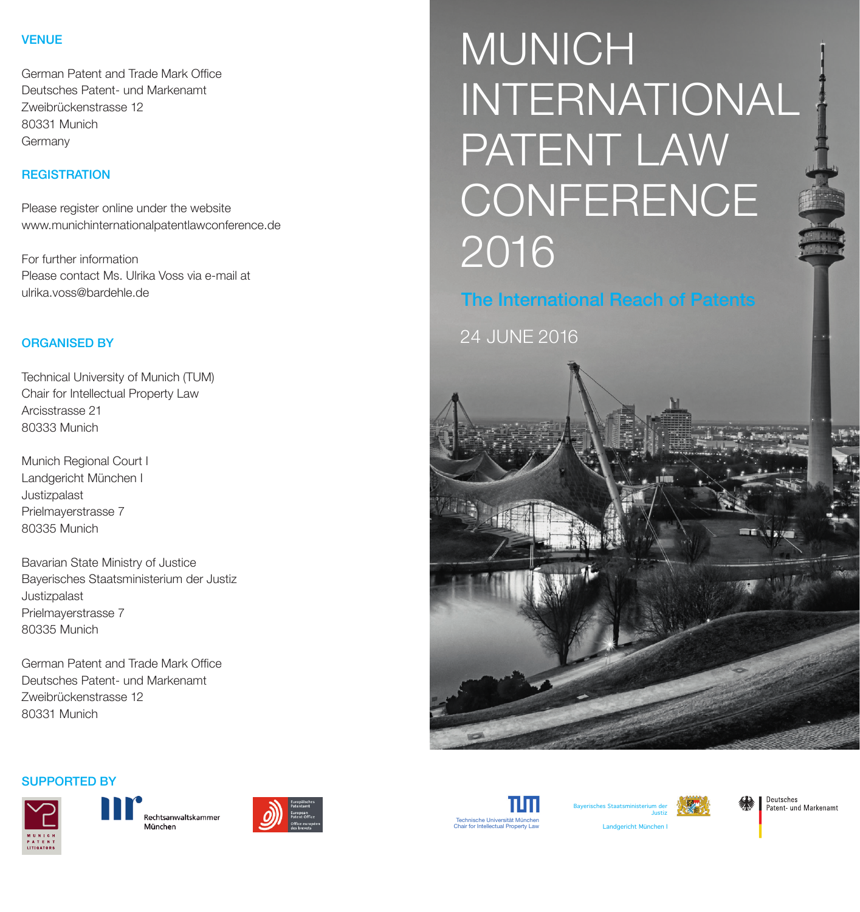# MUNICH INTERNATIONAL PATENT LAW CONFERENCE 2016

## The International Reach of Patents

24 JUNE 2016

## VENUE

German Patent and Trade Mark Office
Deutsches Patent- und Markenamt
Zweibrückenstrasse 12
80331 Munich
Germany

## REGISTRATION

Please register online under the website
www.munichinternationalpatentlawconference.de

For further information
Please contact Ms. Ulrika Voss via e-mail at
ulrika.voss@bardehle.de

## ORGANISED BY

Technical University of Munich (TUM)
Chair for Intellectual Property Law
Arcisstrasse 21
80333 Munich

Munich Regional Court I
Landgericht München I
Justizpalast
Prielmayerstrasse 7
80335 Munich

Bavarian State Ministry of Justice
Bayerisches Staatsministerium der Justiz
Justizpalast
Prielmayerstrasse 7
80335 Munich

German Patent and Trade Mark Office
Deutsches Patent- und Markenamt
Zweibrückenstrasse 12
80331 Munich

## SUPPORTED BY

Munich Patent Litigators

Rechtsanwaltskammer München

Europäisches Patentamt / European Patent Office / Office européen des brevets

Technische Universität München
Chair for Intellectual Property Law

Bayerisches Staatsministerium der Justiz

Landgericht München I

Deutsches Patent- und Markenamt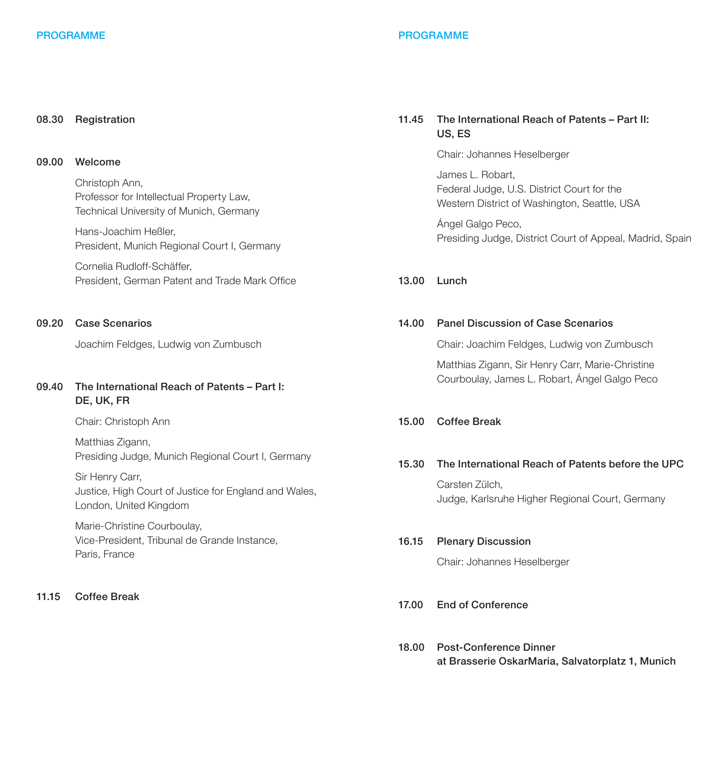## PROGRAMME

**08.30 Registration**

**09.00 Welcome**

Christoph Ann,
Professor for Intellectual Property Law,
Technical University of Munich, Germany

Hans-Joachim Heßler,
President, Munich Regional Court I, Germany

Cornelia Rudloff-Schäffer,
President, German Patent and Trade Mark Office

**09.20 Case Scenarios**

Joachim Feldges, Ludwig von Zumbusch

**09.40 The International Reach of Patents – Part I: DE, UK, FR**

Chair: Christoph Ann

Matthias Zigann,
Presiding Judge, Munich Regional Court I, Germany

Sir Henry Carr,
Justice, High Court of Justice for England and Wales,
London, United Kingdom

Marie-Christine Courboulay,
Vice-President, Tribunal de Grande Instance,
Paris, France

**11.15 Coffee Break**

**11.45 The International Reach of Patents – Part II: US, ES**

Chair: Johannes Heselberger

James L. Robart,
Federal Judge, U.S. District Court for the
Western District of Washington, Seattle, USA

Ángel Galgo Peco,
Presiding Judge, District Court of Appeal, Madrid, Spain

**13.00 Lunch**

**14.00 Panel Discussion of Case Scenarios**

Chair: Joachim Feldges, Ludwig von Zumbusch

Matthias Zigann, Sir Henry Carr, Marie-Christine
Courboulay, James L. Robart, Ángel Galgo Peco

**15.00 Coffee Break**

**15.30 The International Reach of Patents before the UPC**

Carsten Zülch,
Judge, Karlsruhe Higher Regional Court, Germany

**16.15 Plenary Discussion**

Chair: Johannes Heselberger

**17.00 End of Conference**

**18.00 Post-Conference Dinner at Brasserie OskarMaria, Salvatorplatz 1, Munich**